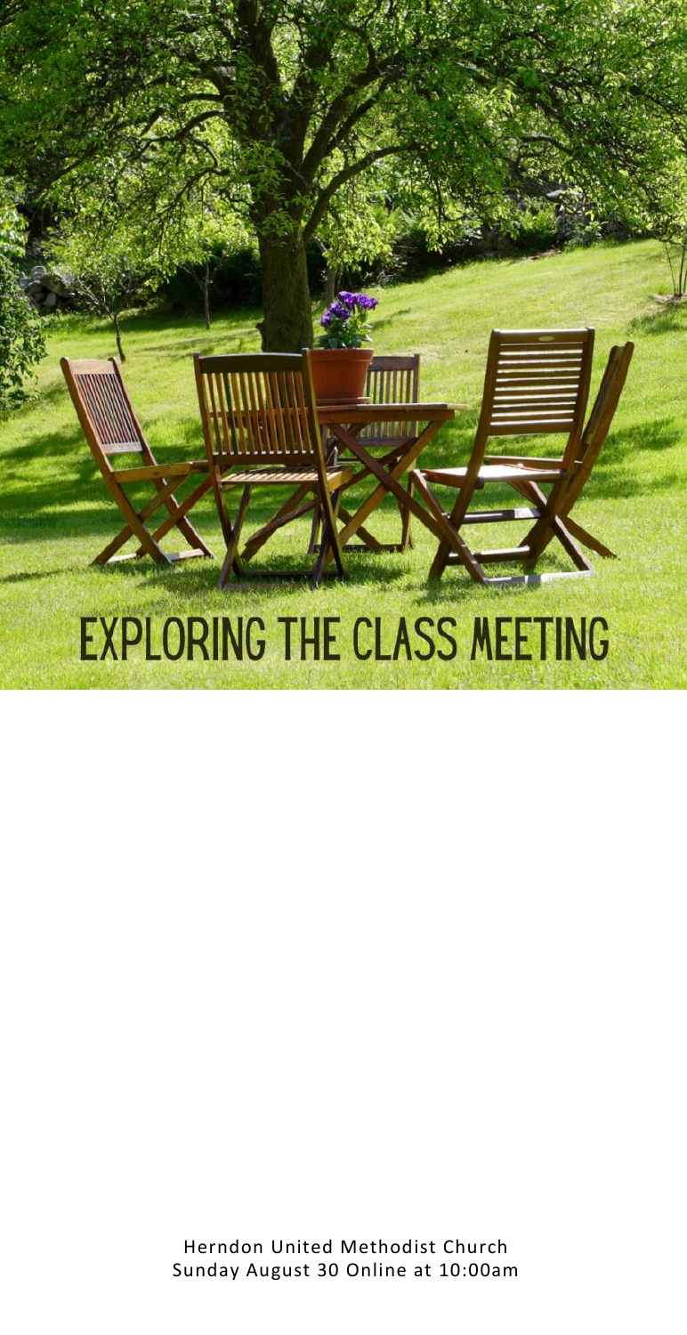# EXPLORING THE CLASS MEETING

Herndon United Methodist Church
Sunday August 30 Online at 10:00am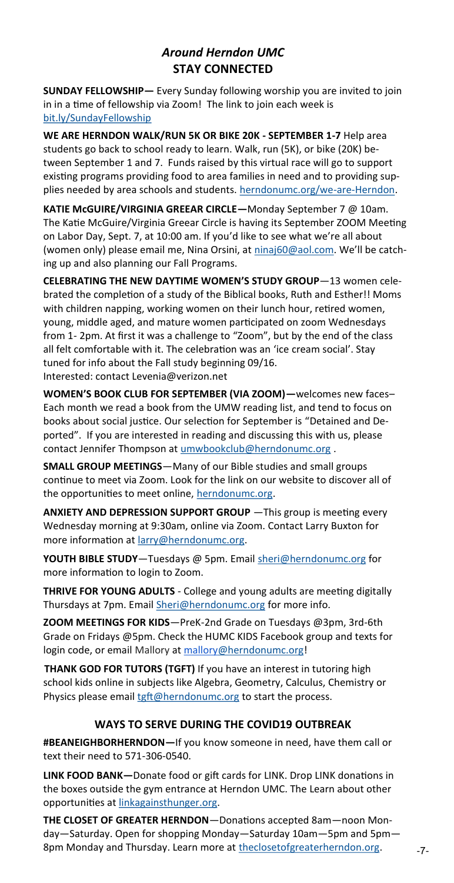## *Around Herndon UMC*

## STAY CONNECTED

**SUNDAY FELLOWSHIP—** Every Sunday following worship you are invited to join in in a time of fellowship via Zoom! The link to join each week is bit.ly/SundayFellowship

**WE ARE HERNDON WALK/RUN 5K OR BIKE 20K - SEPTEMBER 1-7** Help area students go back to school ready to learn. Walk, run (5K), or bike (20K) between September 1 and 7. Funds raised by this virtual race will go to support existing programs providing food to area families in need and to providing supplies needed by area schools and students. herndonumc.org/we-are-Herndon.

**KATIE McGUIRE/VIRGINIA GREEAR CIRCLE—**Monday September 7 @ 10am. The Katie McGuire/Virginia Greear Circle is having its September ZOOM Meeting on Labor Day, Sept. 7, at 10:00 am. If you'd like to see what we're all about (women only) please email me, Nina Orsini, at ninaj60@aol.com. We'll be catching up and also planning our Fall Programs.

**CELEBRATING THE NEW DAYTIME WOMEN'S STUDY GROUP**—13 women celebrated the completion of a study of the Biblical books, Ruth and Esther!! Moms with children napping, working women on their lunch hour, retired women, young, middle aged, and mature women participated on zoom Wednesdays from 1- 2pm. At first it was a challenge to "Zoom", but by the end of the class all felt comfortable with it. The celebration was an 'ice cream social'. Stay tuned for info about the Fall study beginning 09/16.
Interested: contact Levenia@verizon.net

**WOMEN'S BOOK CLUB FOR SEPTEMBER (VIA ZOOM)—**welcomes new faces– Each month we read a book from the UMW reading list, and tend to focus on books about social justice. Our selection for September is "Detained and Deported". If you are interested in reading and discussing this with us, please contact Jennifer Thompson at umwbookclub@herndonumc.org .

**SMALL GROUP MEETINGS**—Many of our Bible studies and small groups continue to meet via Zoom. Look for the link on our website to discover all of the opportunities to meet online, herndonumc.org.

**ANXIETY AND DEPRESSION SUPPORT GROUP** —This group is meeting every Wednesday morning at 9:30am, online via Zoom. Contact Larry Buxton for more information at larry@herndonumc.org.

**YOUTH BIBLE STUDY**—Tuesdays @ 5pm. Email sheri@herndonumc.org for more information to login to Zoom.

**THRIVE FOR YOUNG ADULTS** - College and young adults are meeting digitally Thursdays at 7pm. Email Sheri@herndonumc.org for more info.

**ZOOM MEETINGS FOR KIDS**—PreK-2nd Grade on Tuesdays @3pm, 3rd-6th Grade on Fridays @5pm. Check the HUMC KIDS Facebook group and texts for login code, or email Mallory at mallory@herndonumc.org!

**THANK GOD FOR TUTORS (TGFT)** If you have an interest in tutoring high school kids online in subjects like Algebra, Geometry, Calculus, Chemistry or Physics please email tgft@herndonumc.org to start the process.

## WAYS TO SERVE DURING THE COVID19 OUTBREAK

**#BEANEIGHBORHERNDON—**If you know someone in need, have them call or text their need to 571-306-0540.

**LINK FOOD BANK—**Donate food or gift cards for LINK. Drop LINK donations in the boxes outside the gym entrance at Herndon UMC. The Learn about other opportunities at linkagainsthunger.org.

**THE CLOSET OF GREATER HERNDON**—Donations accepted 8am—noon Monday—Saturday. Open for shopping Monday—Saturday 10am—5pm and 5pm—8pm Monday and Thursday. Learn more at theclosetofgreaterherndon.org.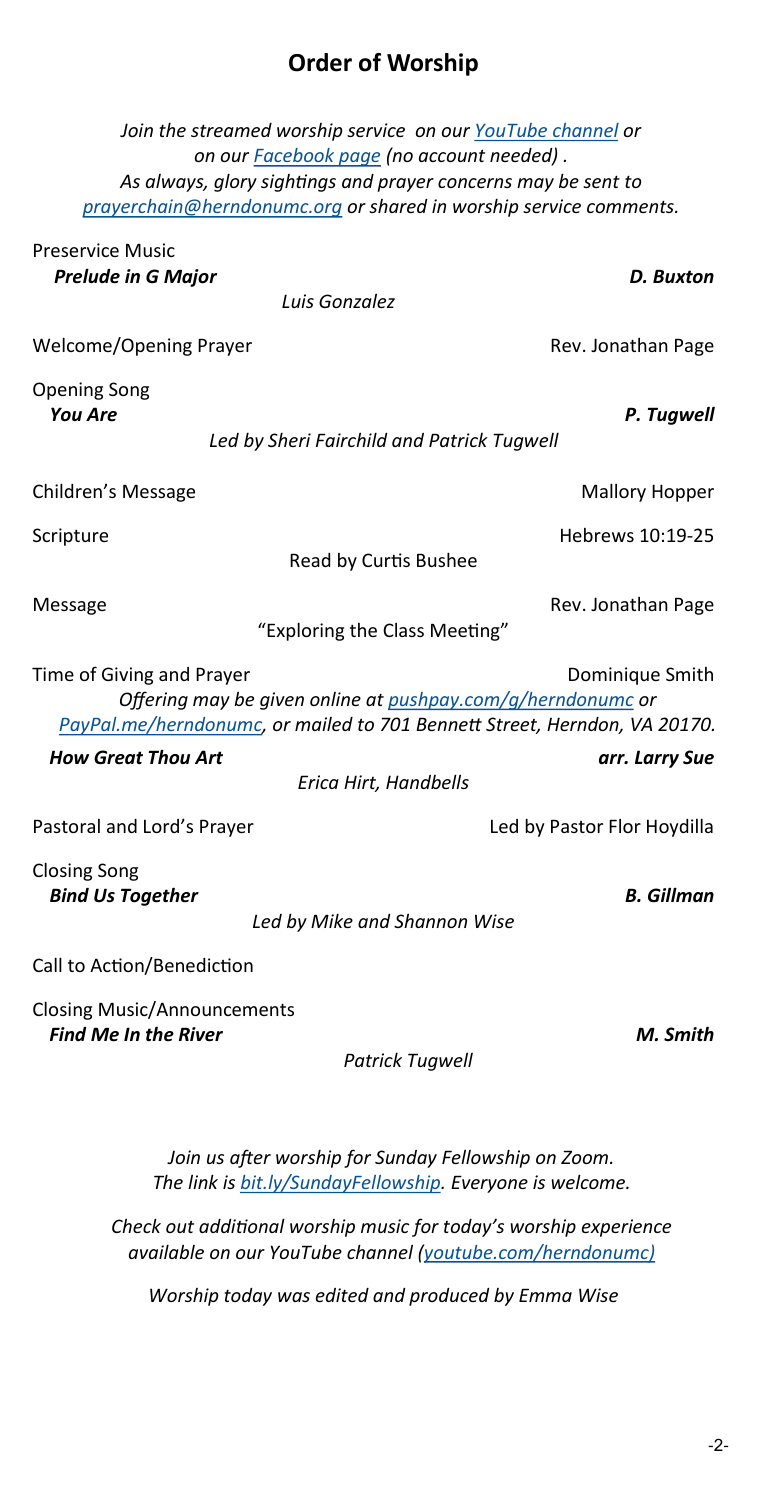## Order of Worship

*Join the streamed worship service on our [YouTube channel](#) or on our [Facebook page](#) (no account needed). As always, glory sightings and prayer concerns may be sent to [prayerchain@herndonumc.org](mailto:prayerchain@herndonumc.org) or shared in worship service comments.*

Preservice Music
***Prelude in G Major*** — ***D. Buxton***
*Luis Gonzalez*

Welcome/Opening Prayer — Rev. Jonathan Page

Opening Song
***You Are*** — ***P. Tugwell***
*Led by Sheri Fairchild and Patrick Tugwell*

Children's Message — Mallory Hopper

Scripture — Hebrews 10:19-25
Read by Curtis Bushee

Message — Rev. Jonathan Page
"Exploring the Class Meeting"

Time of Giving and Prayer — Dominique Smith
*Offering may be given online at [pushpay.com/g/herndonumc](#) or [PayPal.me/herndonumc](#), or mailed to 701 Bennett Street, Herndon, VA 20170.*

***How Great Thou Art*** — ***arr. Larry Sue***
*Erica Hirt, Handbells*

Pastoral and Lord's Prayer — Led by Pastor Flor Hoydilla

Closing Song
***Bind Us Together*** — ***B. Gillman***
*Led by Mike and Shannon Wise*

Call to Action/Benediction

Closing Music/Announcements
***Find Me In the River*** — ***M. Smith***
*Patrick Tugwell*

*Join us after worship for Sunday Fellowship on Zoom. The link is [bit.ly/SundayFellowship](#). Everyone is welcome.*

*Check out additional worship music for today's worship experience available on our YouTube channel [(youtube.com/herndonumc)](#)*

*Worship today was edited and produced by Emma Wise*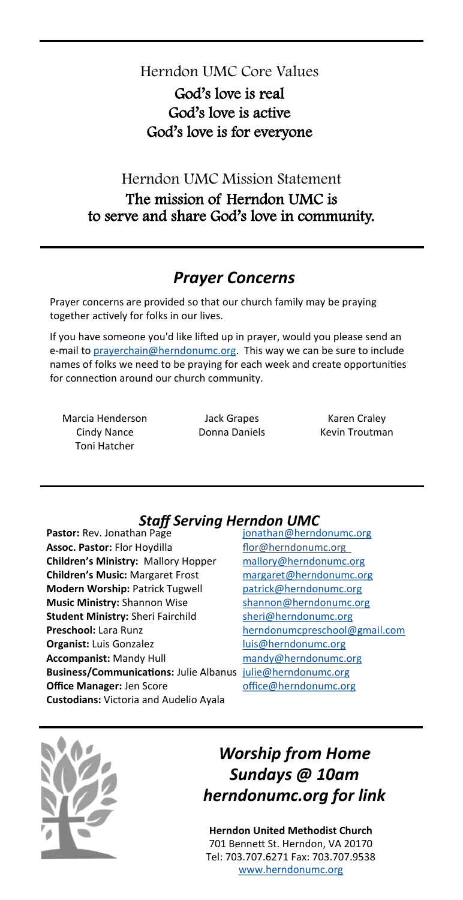Herndon UMC Core Values

God's love is real
God's love is active
God's love is for everyone

Herndon UMC Mission Statement

The mission of Herndon UMC is
to serve and share God's love in community.

## *Prayer Concerns*

Prayer concerns are provided so that our church family may be praying together actively for folks in our lives.

If you have someone you'd like lifted up in prayer, would you please send an e-mail to prayerchain@herndonumc.org. This way we can be sure to include names of folks we need to be praying for each week and create opportunities for connection around our church community.

| | | |
|---|---|---|
| Marcia Henderson | Jack Grapes | Karen Craley |
| Cindy Nance | Donna Daniels | Kevin Troutman |
| Toni Hatcher | | |

## *Staff Serving Herndon UMC*

| | |
|---|---|
| **Pastor:** Rev. Jonathan Page | jonathan@herndonumc.org |
| **Assoc. Pastor:** Flor Hoydilla | flor@herndonumc.org |
| **Children's Ministry:** Mallory Hopper | mallory@herndonumc.org |
| **Children's Music:** Margaret Frost | margaret@herndonumc.org |
| **Modern Worship:** Patrick Tugwell | patrick@herndonumc.org |
| **Music Ministry:** Shannon Wise | shannon@herndonumc.org |
| **Student Ministry:** Sheri Fairchild | sheri@herndonumc.org |
| **Preschool:** Lara Runz | herndonumcpreschool@gmail.com |
| **Organist:** Luis Gonzalez | luis@herndonumc.org |
| **Accompanist:** Mandy Hull | mandy@herndonumc.org |
| **Business/Communications:** Julie Albanus | julie@herndonumc.org |
| **Office Manager:** Jen Score | office@herndonumc.org |
| **Custodians:** Victoria and Audelio Ayala | |

## *Worship from Home Sundays @ 10am herndonumc.org for link*

**Herndon United Methodist Church**
701 Bennett St. Herndon, VA 20170
Tel: 703.707.6271 Fax: 703.707.9538
www.herndonumc.org